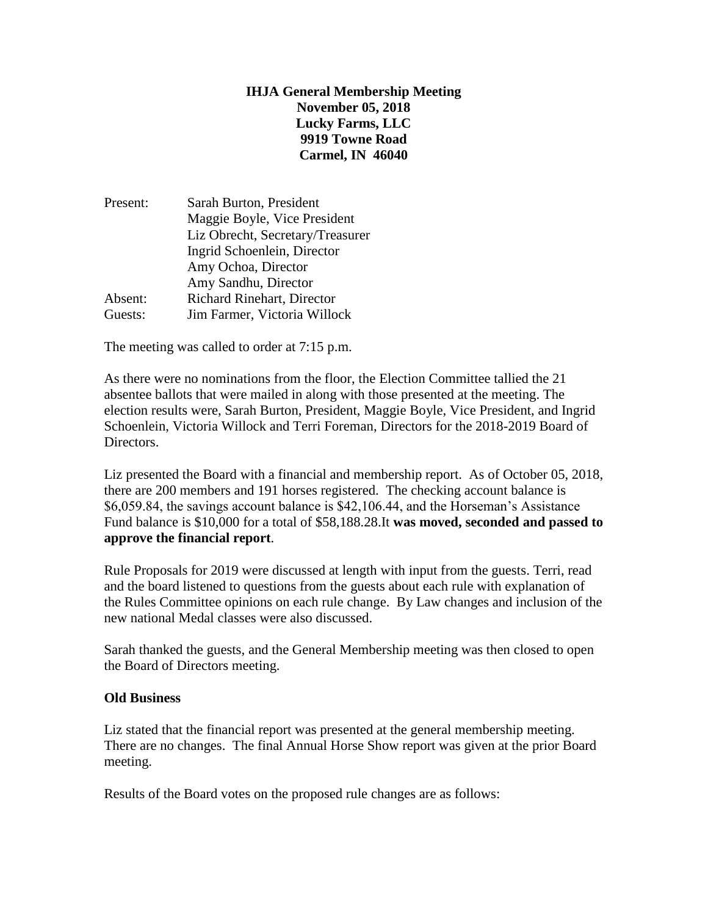**IHJA General Membership Meeting**
**November 05, 2018**
**Lucky Farms, LLC**
**9919 Towne Road**
**Carmel, IN 46040**

| | |
|---|---|
| Present: | Sarah Burton, President |
| | Maggie Boyle, Vice President |
| | Liz Obrecht, Secretary/Treasurer |
| | Ingrid Schoenlein, Director |
| | Amy Ochoa, Director |
| | Amy Sandhu, Director |
| Absent: | Richard Rinehart, Director |
| Guests: | Jim Farmer, Victoria Willock |

The meeting was called to order at 7:15 p.m.

As there were no nominations from the floor, the Election Committee tallied the 21 absentee ballots that were mailed in along with those presented at the meeting. The election results were, Sarah Burton, President, Maggie Boyle, Vice President, and Ingrid Schoenlein, Victoria Willock and Terri Foreman, Directors for the 2018-2019 Board of Directors.

Liz presented the Board with a financial and membership report. As of October 05, 2018, there are 200 members and 191 horses registered. The checking account balance is $6,059.84, the savings account balance is $42,106.44, and the Horseman's Assistance Fund balance is $10,000 for a total of $58,188.28.It **was moved, seconded and passed to approve the financial report**.

Rule Proposals for 2019 were discussed at length with input from the guests. Terri, read and the board listened to questions from the guests about each rule with explanation of the Rules Committee opinions on each rule change. By Law changes and inclusion of the new national Medal classes were also discussed.

Sarah thanked the guests, and the General Membership meeting was then closed to open the Board of Directors meeting.

**Old Business**

Liz stated that the financial report was presented at the general membership meeting. There are no changes. The final Annual Horse Show report was given at the prior Board meeting.

Results of the Board votes on the proposed rule changes are as follows: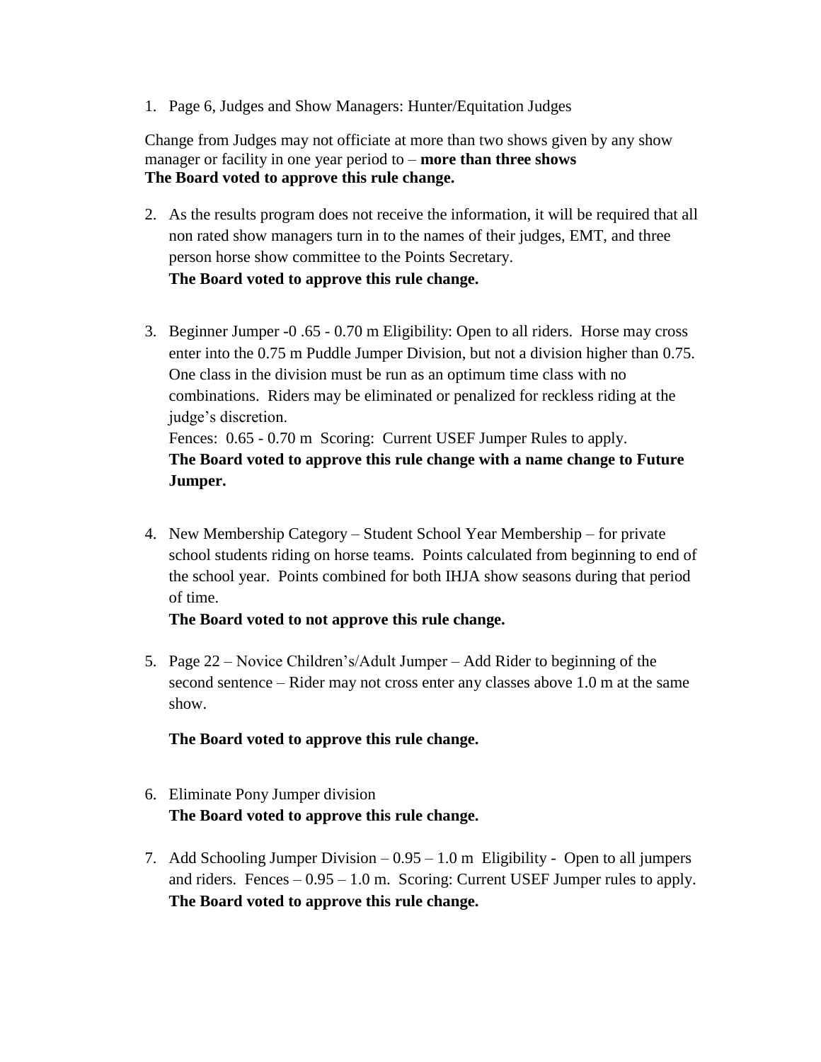1. Page 6, Judges and Show Managers: Hunter/Equitation Judges

Change from Judges may not officiate at more than two shows given by any show manager or facility in one year period to – **more than three shows**
**The Board voted to approve this rule change.**

2. As the results program does not receive the information, it will be required that all non rated show managers turn in to the names of their judges, EMT, and three person horse show committee to the Points Secretary.
   **The Board voted to approve this rule change.**

3. Beginner Jumper -0 .65 - 0.70 m Eligibility: Open to all riders. Horse may cross enter into the 0.75 m Puddle Jumper Division, but not a division higher than 0.75. One class in the division must be run as an optimum time class with no combinations. Riders may be eliminated or penalized for reckless riding at the judge's discretion.
   Fences: 0.65 - 0.70 m Scoring: Current USEF Jumper Rules to apply.
   **The Board voted to approve this rule change with a name change to Future Jumper.**

4. New Membership Category – Student School Year Membership – for private school students riding on horse teams. Points calculated from beginning to end of the school year. Points combined for both IHJA show seasons during that period of time.
   **The Board voted to not approve this rule change.**

5. Page 22 – Novice Children's/Adult Jumper – Add Rider to beginning of the second sentence – Rider may not cross enter any classes above 1.0 m at the same show.

   **The Board voted to approve this rule change.**

6. Eliminate Pony Jumper division
   **The Board voted to approve this rule change.**

7. Add Schooling Jumper Division – 0.95 – 1.0 m Eligibility - Open to all jumpers and riders. Fences – 0.95 – 1.0 m. Scoring: Current USEF Jumper rules to apply.
   **The Board voted to approve this rule change.**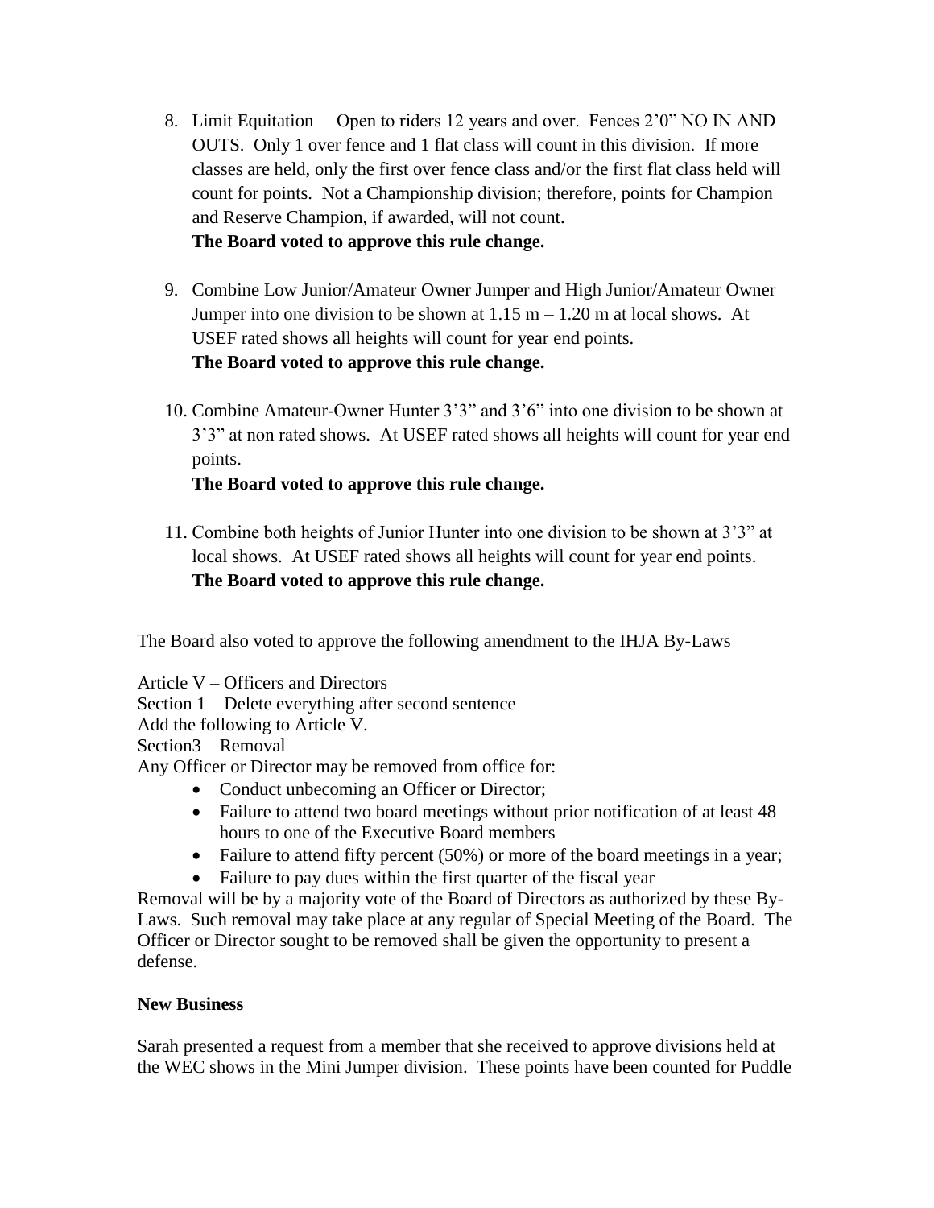8. Limit Equitation – Open to riders 12 years and over. Fences 2'0" NO IN AND OUTS. Only 1 over fence and 1 flat class will count in this division. If more classes are held, only the first over fence class and/or the first flat class held will count for points. Not a Championship division; therefore, points for Champion and Reserve Champion, if awarded, will not count.
   **The Board voted to approve this rule change.**

9. Combine Low Junior/Amateur Owner Jumper and High Junior/Amateur Owner Jumper into one division to be shown at 1.15 m – 1.20 m at local shows. At USEF rated shows all heights will count for year end points.
   **The Board voted to approve this rule change.**

10. Combine Amateur-Owner Hunter 3'3" and 3'6" into one division to be shown at 3'3" at non rated shows. At USEF rated shows all heights will count for year end points.
    **The Board voted to approve this rule change.**

11. Combine both heights of Junior Hunter into one division to be shown at 3'3" at local shows. At USEF rated shows all heights will count for year end points.
    **The Board voted to approve this rule change.**

The Board also voted to approve the following amendment to the IHJA By-Laws

Article V – Officers and Directors
Section 1 – Delete everything after second sentence
Add the following to Article V.
Section3 – Removal
Any Officer or Director may be removed from office for:

- Conduct unbecoming an Officer or Director;
- Failure to attend two board meetings without prior notification of at least 48 hours to one of the Executive Board members
- Failure to attend fifty percent (50%) or more of the board meetings in a year;
- Failure to pay dues within the first quarter of the fiscal year

Removal will be by a majority vote of the Board of Directors as authorized by these By-Laws. Such removal may take place at any regular of Special Meeting of the Board. The Officer or Director sought to be removed shall be given the opportunity to present a defense.

**New Business**

Sarah presented a request from a member that she received to approve divisions held at the WEC shows in the Mini Jumper division. These points have been counted for Puddle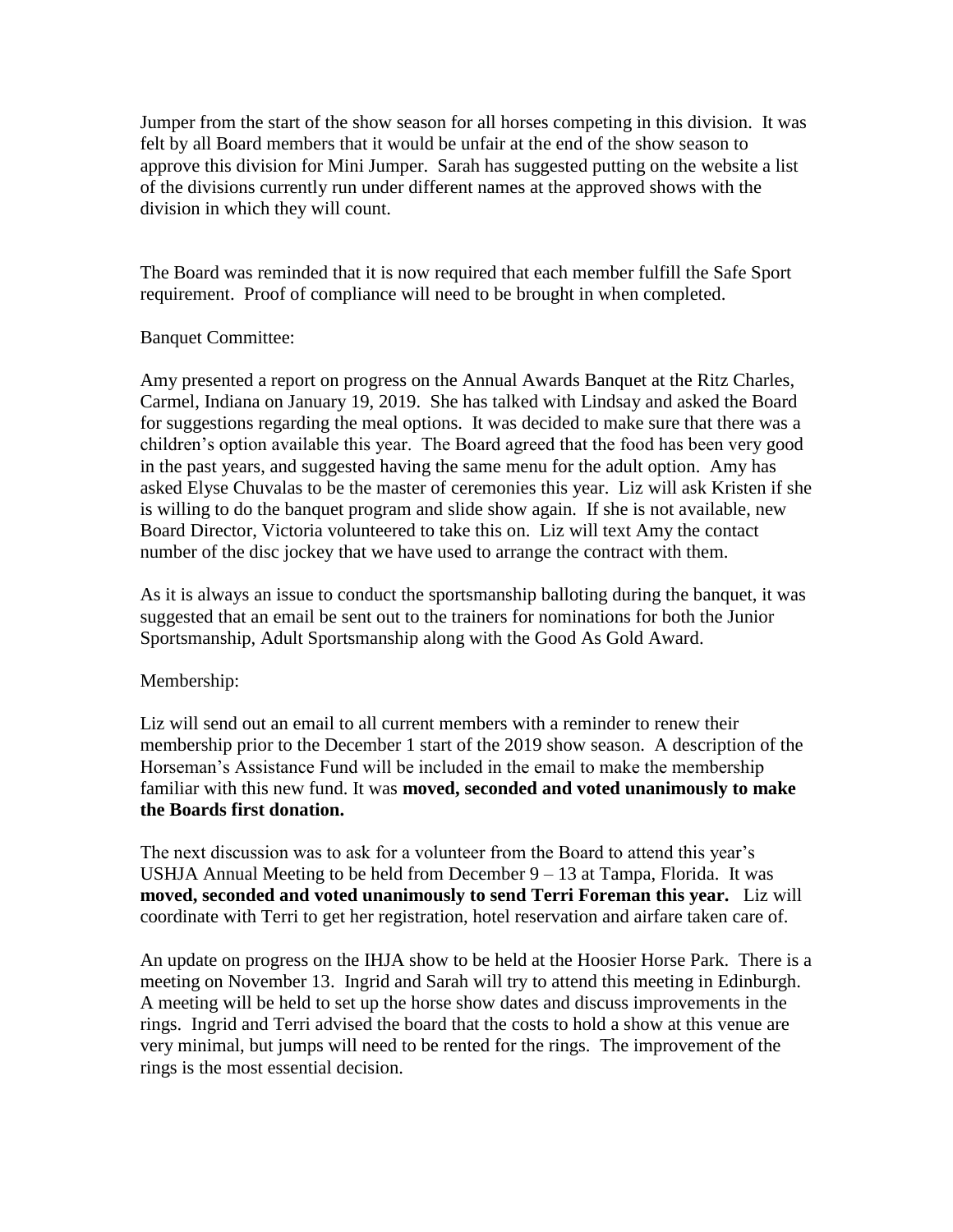Jumper from the start of the show season for all horses competing in this division. It was felt by all Board members that it would be unfair at the end of the show season to approve this division for Mini Jumper. Sarah has suggested putting on the website a list of the divisions currently run under different names at the approved shows with the division in which they will count.

The Board was reminded that it is now required that each member fulfill the Safe Sport requirement. Proof of compliance will need to be brought in when completed.

Banquet Committee:

Amy presented a report on progress on the Annual Awards Banquet at the Ritz Charles, Carmel, Indiana on January 19, 2019. She has talked with Lindsay and asked the Board for suggestions regarding the meal options. It was decided to make sure that there was a children's option available this year. The Board agreed that the food has been very good in the past years, and suggested having the same menu for the adult option. Amy has asked Elyse Chuvalas to be the master of ceremonies this year. Liz will ask Kristen if she is willing to do the banquet program and slide show again. If she is not available, new Board Director, Victoria volunteered to take this on. Liz will text Amy the contact number of the disc jockey that we have used to arrange the contract with them.

As it is always an issue to conduct the sportsmanship balloting during the banquet, it was suggested that an email be sent out to the trainers for nominations for both the Junior Sportsmanship, Adult Sportsmanship along with the Good As Gold Award.

Membership:

Liz will send out an email to all current members with a reminder to renew their membership prior to the December 1 start of the 2019 show season. A description of the Horseman's Assistance Fund will be included in the email to make the membership familiar with this new fund. It was **moved, seconded and voted unanimously to make the Boards first donation.**

The next discussion was to ask for a volunteer from the Board to attend this year's USHJA Annual Meeting to be held from December 9 – 13 at Tampa, Florida. It was **moved, seconded and voted unanimously to send Terri Foreman this year.** Liz will coordinate with Terri to get her registration, hotel reservation and airfare taken care of.

An update on progress on the IHJA show to be held at the Hoosier Horse Park. There is a meeting on November 13. Ingrid and Sarah will try to attend this meeting in Edinburgh. A meeting will be held to set up the horse show dates and discuss improvements in the rings. Ingrid and Terri advised the board that the costs to hold a show at this venue are very minimal, but jumps will need to be rented for the rings. The improvement of the rings is the most essential decision.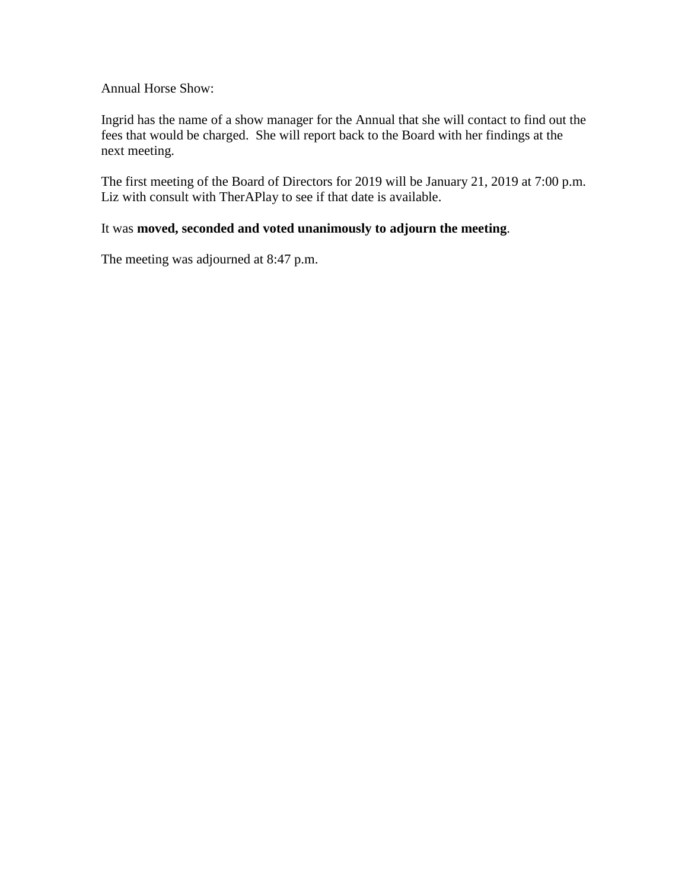Annual Horse Show:

Ingrid has the name of a show manager for the Annual that she will contact to find out the fees that would be charged.  She will report back to the Board with her findings at the next meeting.

The first meeting of the Board of Directors for 2019 will be January 21, 2019 at 7:00 p.m. Liz with consult with TherAPlay to see if that date is available.

It was **moved, seconded and voted unanimously to adjourn the meeting**.

The meeting was adjourned at 8:47 p.m.